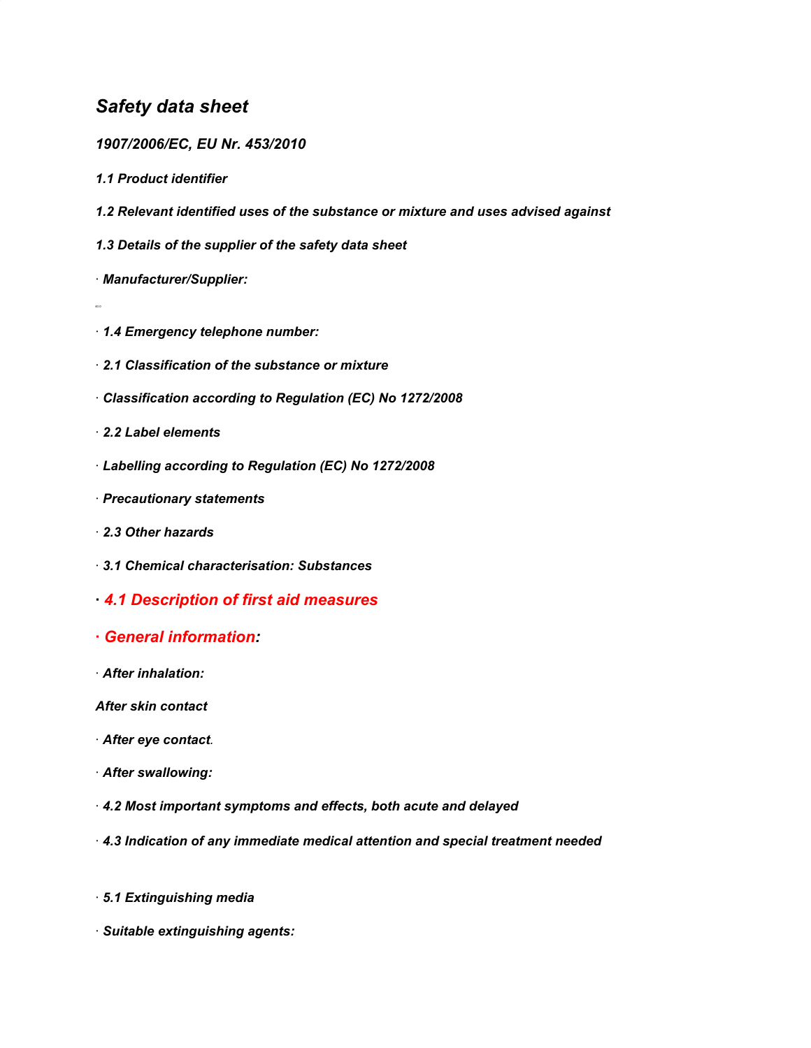# *Safety data sheet*

***1907/2006/EC, EU Nr. 453/2010***

***1.1 Product identifier***

***1.2 Relevant identified uses of the substance or mixture and uses advised against***

***1.3 Details of the supplier of the safety data sheet***

· ***Manufacturer/Supplier:***

· ***1.4 Emergency telephone number:***

· ***2.1 Classification of the substance or mixture***

· ***Classification according to Regulation (EC) No 1272/2008***

· ***2.2 Label elements***

· ***Labelling according to Regulation (EC) No 1272/2008***

· ***Precautionary statements***

· ***2.3 Other hazards***

· ***3.1 Chemical characterisation: Substances***

· ***4.1 Description of first aid measures***

· ***General information:***

· ***After inhalation:***

***After skin contact***

· ***After eye contact***.

· ***After swallowing:***

· ***4.2 Most important symptoms and effects, both acute and delayed***

· ***4.3 Indication of any immediate medical attention and special treatment needed***

· ***5.1 Extinguishing media***

· ***Suitable extinguishing agents:***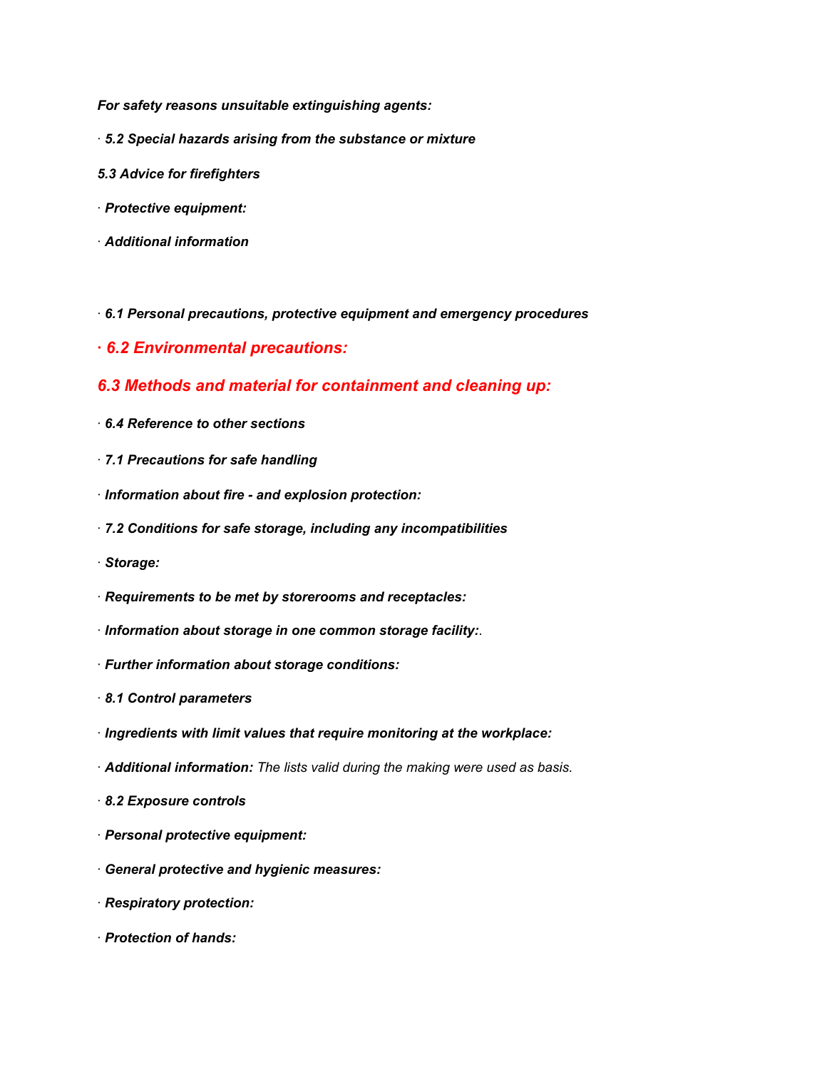***For safety reasons unsuitable extinguishing agents:***

· ***5.2 Special hazards arising from the substance or mixture***

***5.3 Advice for firefighters***

· ***Protective equipment:***

· ***Additional information***

· ***6.1 Personal precautions, protective equipment and emergency procedures***

***· 6.2 Environmental precautions:***

***6.3 Methods and material for containment and cleaning up:***

· ***6.4 Reference to other sections***

· ***7.1 Precautions for safe handling***

· ***Information about fire - and explosion protection:***

· ***7.2 Conditions for safe storage, including any incompatibilities***

· ***Storage:***

· ***Requirements to be met by storerooms and receptacles:***

· ***Information about storage in one common storage facility:***.

· ***Further information about storage conditions:***

· ***8.1 Control parameters***

· ***Ingredients with limit values that require monitoring at the workplace:***

· ***Additional information:*** *The lists valid during the making were used as basis.*

· ***8.2 Exposure controls***

· ***Personal protective equipment:***

· ***General protective and hygienic measures:***

· ***Respiratory protection:***

· ***Protection of hands:***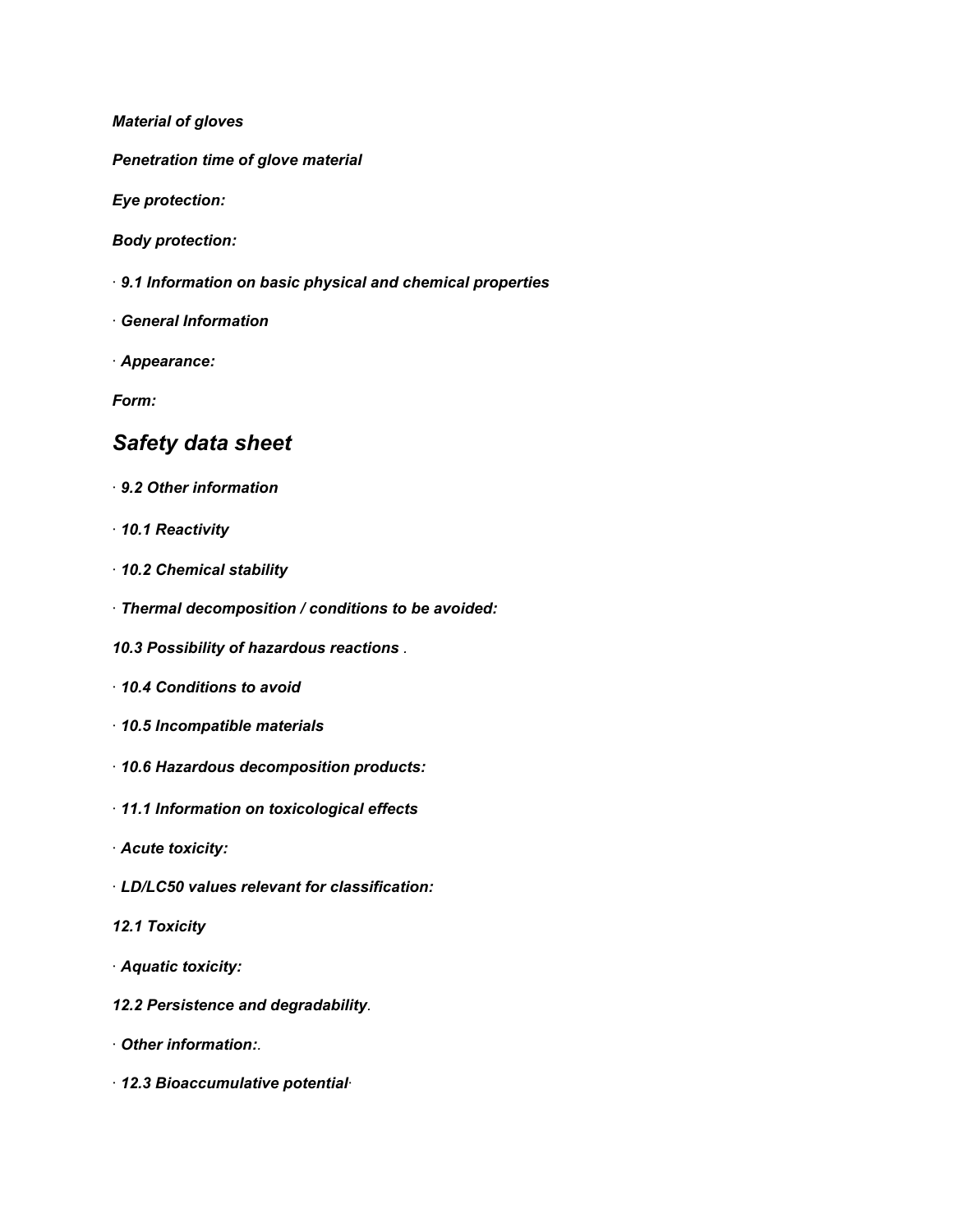***Material of gloves***

***Penetration time of glove material***

***Eye protection:***

***Body protection:***

· ***9.1 Information on basic physical and chemical properties***

· ***General Information***

· ***Appearance:***

***Form:***

## *Safety data sheet*

· ***9.2 Other information***

· ***10.1 Reactivity***

· ***10.2 Chemical stability***

· ***Thermal decomposition / conditions to be avoided:***

***10.3 Possibility of hazardous reactions*** .

· ***10.4 Conditions to avoid***

· ***10.5 Incompatible materials***

· ***10.6 Hazardous decomposition products:***

· ***11.1 Information on toxicological effects***

· ***Acute toxicity:***

· ***LD/LC50 values relevant for classification:***

***12.1 Toxicity***

· ***Aquatic toxicity:***

***12.2 Persistence and degradability***.

· ***Other information:***.

· ***12.3 Bioaccumulative potential***·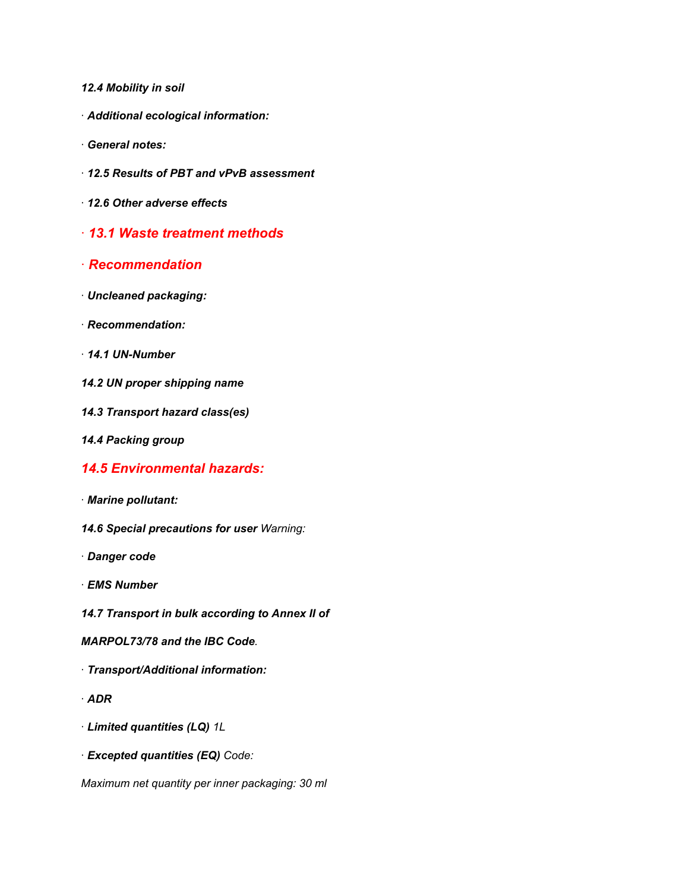***12.4 Mobility in soil***

*· **Additional ecological information:***

*· **General notes:***

*· **12.5 Results of PBT and vPvB assessment***

*· **12.6 Other adverse effects***

## *· 13.1 Waste treatment methods*

## *· Recommendation*

*· **Uncleaned packaging:***

*· **Recommendation:***

*· **14.1 UN-Number***

***14.2 UN proper shipping name***

***14.3 Transport hazard class(es)***

***14.4 Packing group***

## *14.5 Environmental hazards:*

*· **Marine pollutant:***

***14.6 Special precautions for user** Warning:*

*· **Danger code***

*· **EMS Number***

***14.7 Transport in bulk according to Annex II of***

***MARPOL73/78 and the IBC Code**.*

*· **Transport/Additional information:***

*· **ADR***

*· **Limited quantities (LQ)** 1L*

*· **Excepted quantities (EQ)** Code:*

*Maximum net quantity per inner packaging: 30 ml*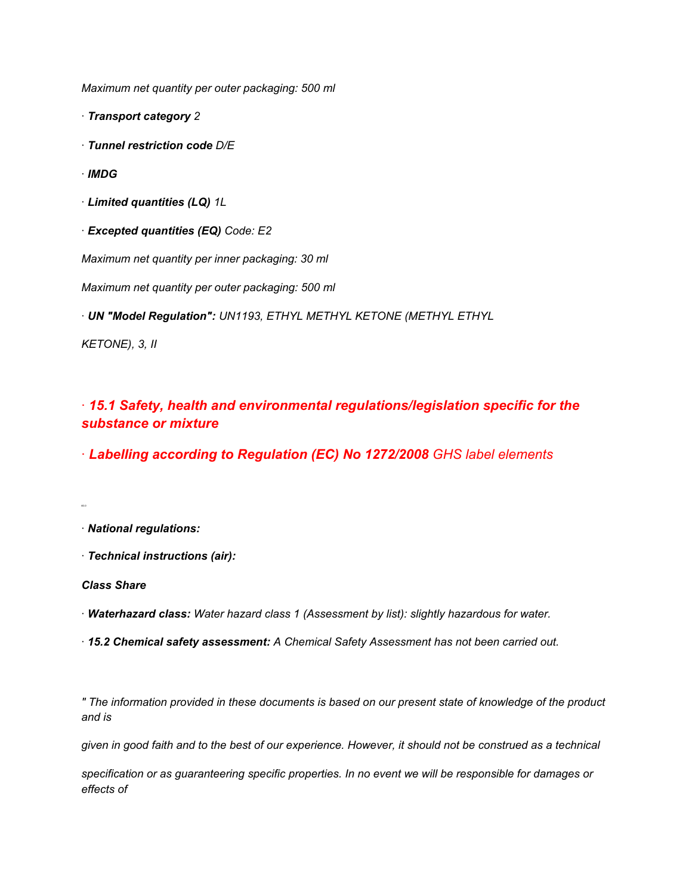*Maximum net quantity per outer packaging: 500 ml*

· ***Transport category*** *2*

· ***Tunnel restriction code*** *D/E*

· ***IMDG***

· ***Limited quantities (LQ)*** *1L*

· ***Excepted quantities (EQ)*** *Code: E2*

*Maximum net quantity per inner packaging: 30 ml*

*Maximum net quantity per outer packaging: 500 ml*

· ***UN "Model Regulation":*** *UN1193, ETHYL METHYL KETONE (METHYL ETHYL KETONE), 3, II*

## · *15.1 Safety, health and environmental regulations/legislation specific for the substance or mixture*

## · ***Labelling according to Regulation (EC) No 1272/2008*** *GHS label elements*

· ***National regulations:***

· ***Technical instructions (air):***

***Class Share***

· ***Waterhazard class:*** *Water hazard class 1 (Assessment by list): slightly hazardous for water.*

· ***15.2 Chemical safety assessment:*** *A Chemical Safety Assessment has not been carried out.*

*" The information provided in these documents is based on our present state of knowledge of the product and is given in good faith and to the best of our experience. However, it should not be construed as a technical specification or as guaranteeing specific properties. In no event we will be responsible for damages or effects of*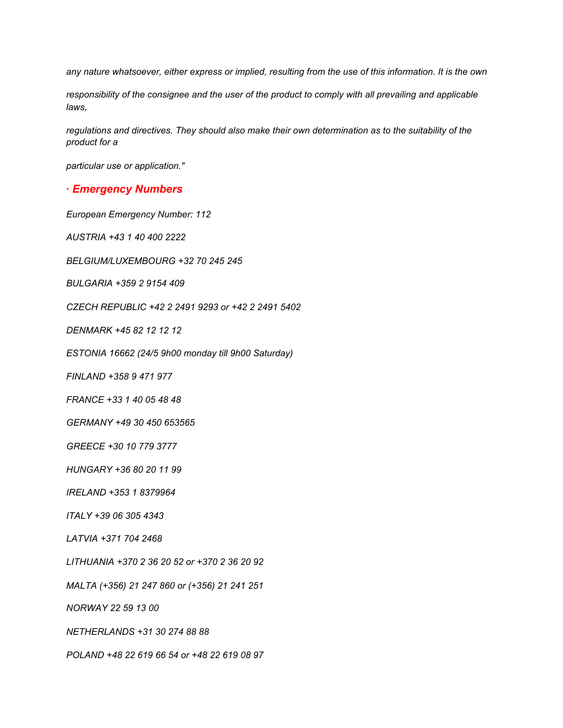*any nature whatsoever, either express or implied, resulting from the use of this information. It is the own*

*responsibility of the consignee and the user of the product to comply with all prevailing and applicable laws,*

*regulations and directives. They should also make their own determination as to the suitability of the product for a*

*particular use or application."*

### · *Emergency Numbers*

*European Emergency Number: 112*

*AUSTRIA +43 1 40 400 2222*

*BELGIUM/LUXEMBOURG +32 70 245 245*

*BULGARIA +359 2 9154 409*

*CZECH REPUBLIC +42 2 2491 9293 or +42 2 2491 5402*

*DENMARK +45 82 12 12 12*

*ESTONIA 16662 (24/5 9h00 monday till 9h00 Saturday)*

*FINLAND +358 9 471 977*

*FRANCE +33 1 40 05 48 48*

*GERMANY +49 30 450 653565*

*GREECE +30 10 779 3777*

*HUNGARY +36 80 20 11 99*

*IRELAND +353 1 8379964*

*ITALY +39 06 305 4343*

*LATVIA +371 704 2468*

*LITHUANIA +370 2 36 20 52 or +370 2 36 20 92*

*MALTA (+356) 21 247 860 or (+356) 21 241 251*

*NORWAY 22 59 13 00*

*NETHERLANDS +31 30 274 88 88*

*POLAND +48 22 619 66 54 or +48 22 619 08 97*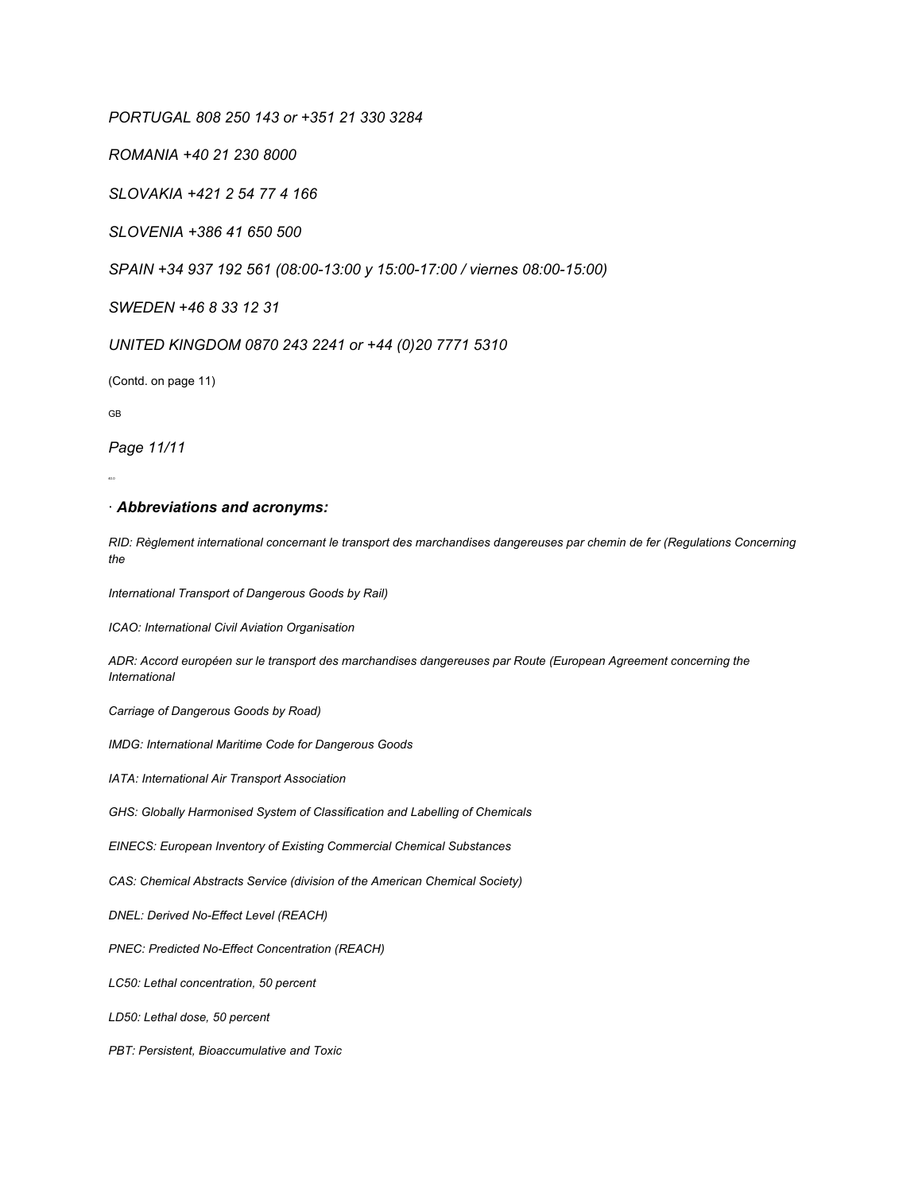*PORTUGAL 808 250 143 or +351 21 330 3284*

*ROMANIA +40 21 230 8000*

*SLOVAKIA +421 2 54 77 4 166*

*SLOVENIA +386 41 650 500*

*SPAIN +34 937 192 561 (08:00-13:00 y 15:00-17:00 / viernes 08:00-15:00)*

*SWEDEN +46 8 33 12 31*

*UNITED KINGDOM 0870 243 2241 or +44 (0)20 7771 5310*

(Contd. on page 11)

### · *Abbreviations and acronyms:*

*RID: Règlement international concernant le transport des marchandises dangereuses par chemin de fer (Regulations Concerning the*

*International Transport of Dangerous Goods by Rail)*

*ICAO: International Civil Aviation Organisation*

*ADR: Accord européen sur le transport des marchandises dangereuses par Route (European Agreement concerning the International*

*Carriage of Dangerous Goods by Road)*

*IMDG: International Maritime Code for Dangerous Goods*

*IATA: International Air Transport Association*

*GHS: Globally Harmonised System of Classification and Labelling of Chemicals*

*EINECS: European Inventory of Existing Commercial Chemical Substances*

*CAS: Chemical Abstracts Service (division of the American Chemical Society)*

*DNEL: Derived No-Effect Level (REACH)*

*PNEC: Predicted No-Effect Concentration (REACH)*

*LC50: Lethal concentration, 50 percent*

*LD50: Lethal dose, 50 percent*

*PBT: Persistent, Bioaccumulative and Toxic*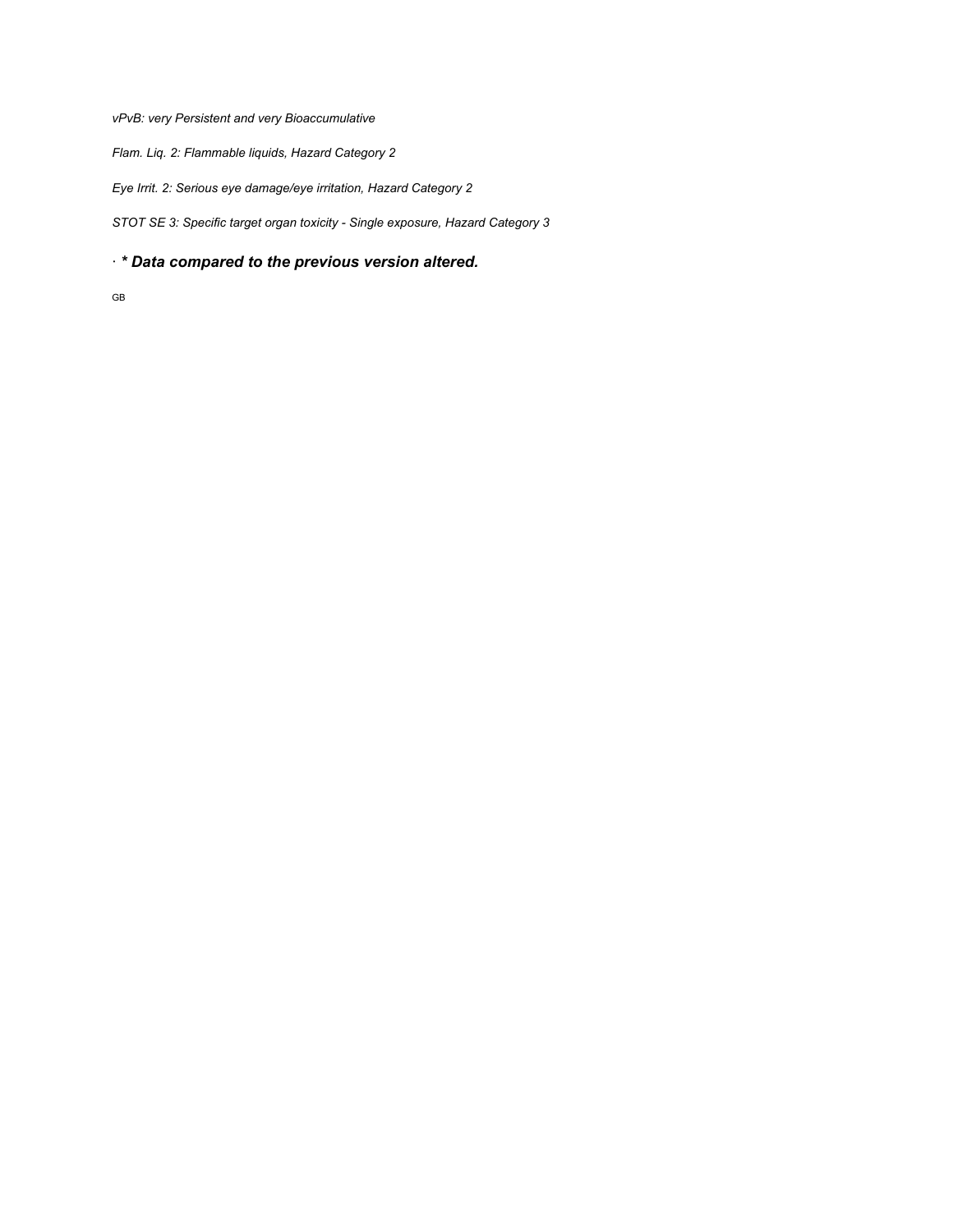*vPvB: very Persistent and very Bioaccumulative*

*Flam. Liq. 2: Flammable liquids, Hazard Category 2*

*Eye Irrit. 2: Serious eye damage/eye irritation, Hazard Category 2*

*STOT SE 3: Specific target organ toxicity - Single exposure, Hazard Category 3*

· ***\* Data compared to the previous version altered.***

GB